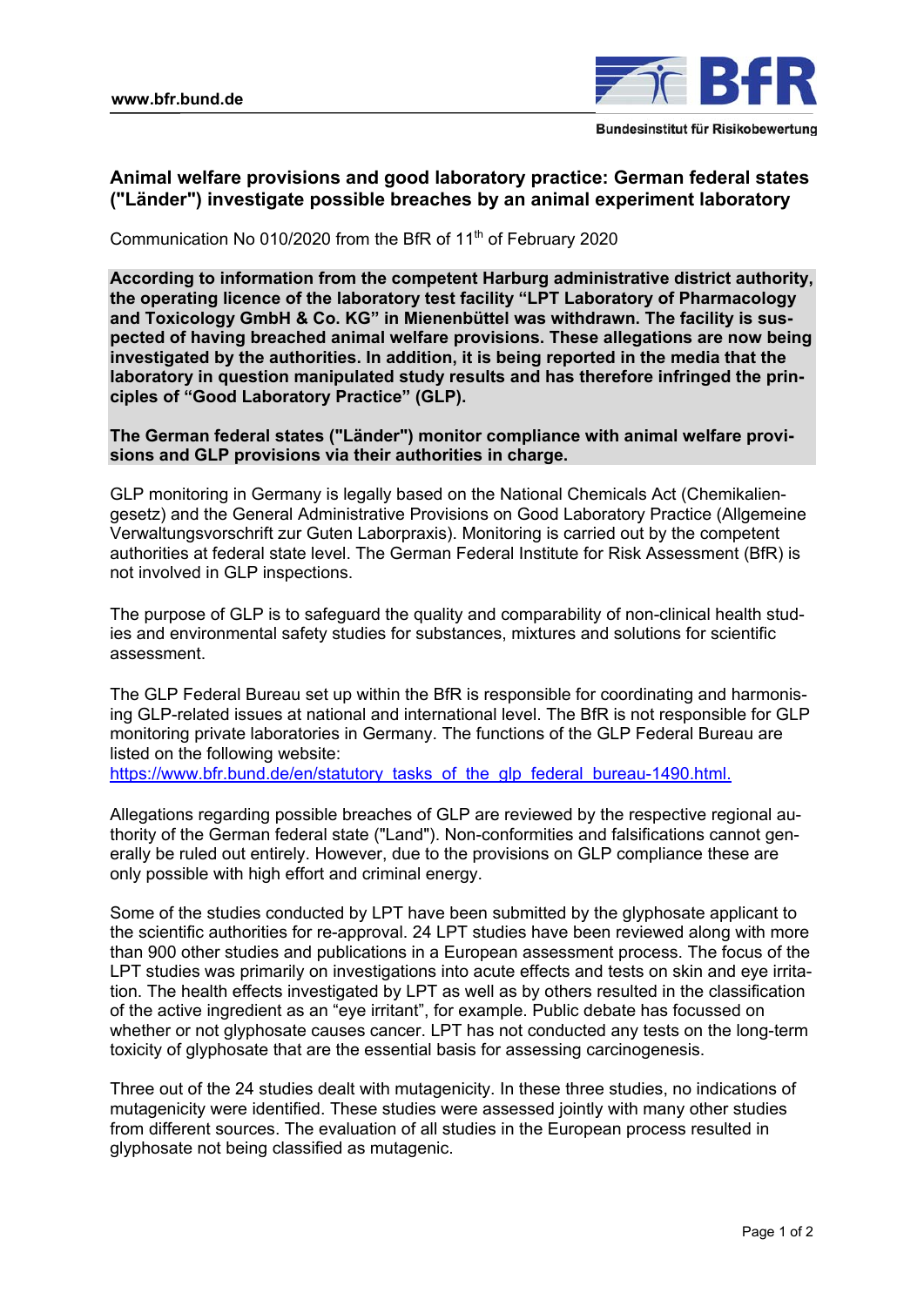# Animal welfare provisions and good laboratory practice: German federal states ("Länder") investigate possible breaches by an animal experiment laboratory

Communication No 010/2020 from the BfR of 11th of February 2020

**According to information from the competent Harburg administrative district authority, the operating licence of the laboratory test facility "LPT Laboratory of Pharmacology and Toxicology GmbH & Co. KG" in Mienenbüttel was withdrawn. The facility is suspected of having breached animal welfare provisions. These allegations are now being investigated by the authorities. In addition, it is being reported in the media that the laboratory in question manipulated study results and has therefore infringed the principles of "Good Laboratory Practice" (GLP).**

**The German federal states ("Länder") monitor compliance with animal welfare provisions and GLP provisions via their authorities in charge.**

GLP monitoring in Germany is legally based on the National Chemicals Act (Chemikaliengesetz) and the General Administrative Provisions on Good Laboratory Practice (Allgemeine Verwaltungsvorschrift zur Guten Laborpraxis). Monitoring is carried out by the competent authorities at federal state level. The German Federal Institute for Risk Assessment (BfR) is not involved in GLP inspections.

The purpose of GLP is to safeguard the quality and comparability of non-clinical health studies and environmental safety studies for substances, mixtures and solutions for scientific assessment.

The GLP Federal Bureau set up within the BfR is responsible for coordinating and harmonising GLP-related issues at national and international level. The BfR is not responsible for GLP monitoring private laboratories in Germany. The functions of the GLP Federal Bureau are listed on the following website:
https://www.bfr.bund.de/en/statutory_tasks_of_the_glp_federal_bureau-1490.html.

Allegations regarding possible breaches of GLP are reviewed by the respective regional authority of the German federal state ("Land"). Non-conformities and falsifications cannot generally be ruled out entirely. However, due to the provisions on GLP compliance these are only possible with high effort and criminal energy.

Some of the studies conducted by LPT have been submitted by the glyphosate applicant to the scientific authorities for re-approval. 24 LPT studies have been reviewed along with more than 900 other studies and publications in a European assessment process. The focus of the LPT studies was primarily on investigations into acute effects and tests on skin and eye irritation. The health effects investigated by LPT as well as by others resulted in the classification of the active ingredient as an "eye irritant", for example. Public debate has focussed on whether or not glyphosate causes cancer. LPT has not conducted any tests on the long-term toxicity of glyphosate that are the essential basis for assessing carcinogenesis.

Three out of the 24 studies dealt with mutagenicity. In these three studies, no indications of mutagenicity were identified. These studies were assessed jointly with many other studies from different sources. The evaluation of all studies in the European process resulted in glyphosate not being classified as mutagenic.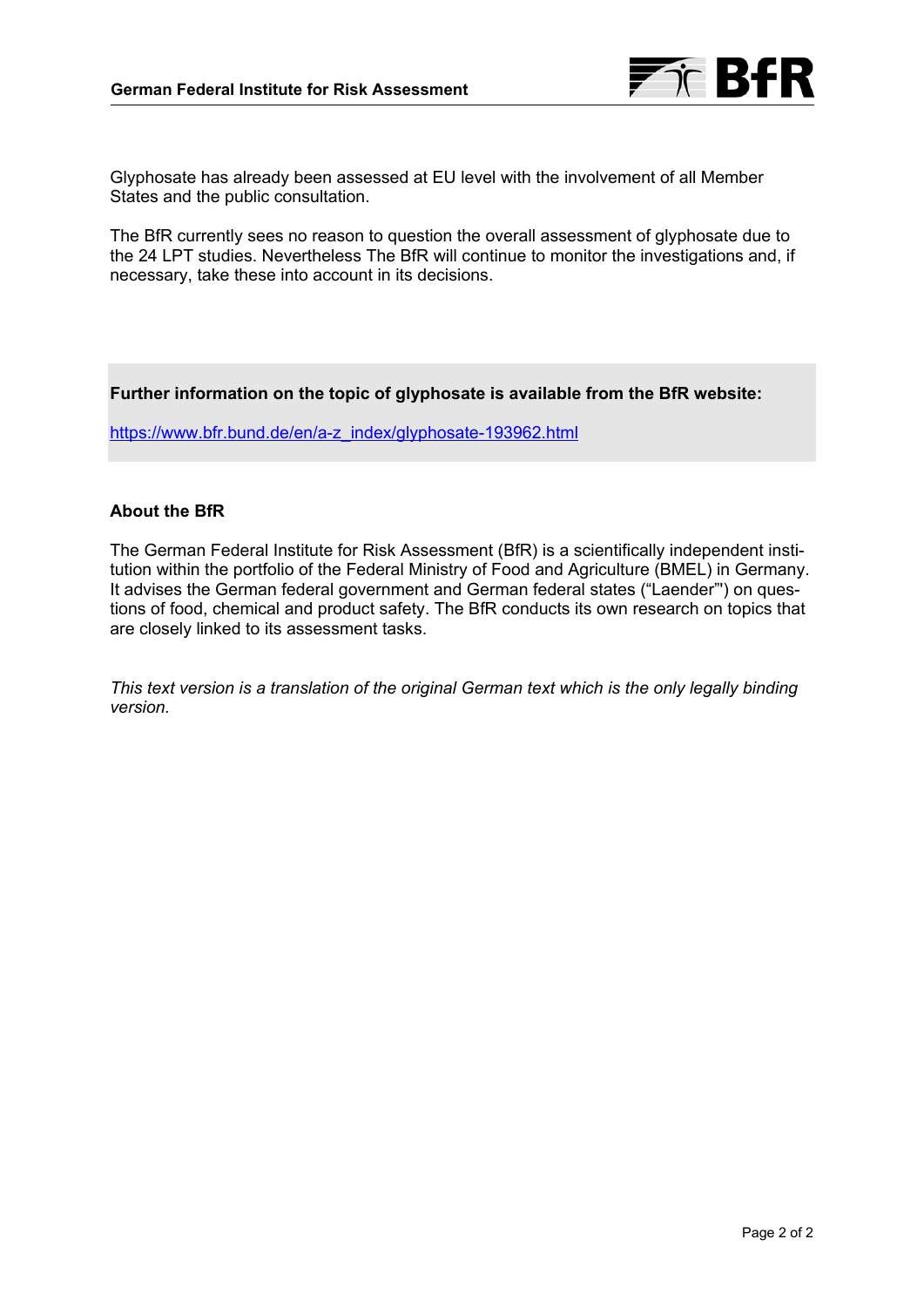Glyphosate has already been assessed at EU level with the involvement of all Member States and the public consultation.

The BfR currently sees no reason to question the overall assessment of glyphosate due to the 24 LPT studies. Nevertheless The BfR will continue to monitor the investigations and, if necessary, take these into account in its decisions.

**Further information on the topic of glyphosate is available from the BfR website:**

https://www.bfr.bund.de/en/a-z_index/glyphosate-193962.html

**About the BfR**

The German Federal Institute for Risk Assessment (BfR) is a scientifically independent institution within the portfolio of the Federal Ministry of Food and Agriculture (BMEL) in Germany. It advises the German federal government and German federal states ("Laender"') on questions of food, chemical and product safety. The BfR conducts its own research on topics that are closely linked to its assessment tasks.

*This text version is a translation of the original German text which is the only legally binding version.*